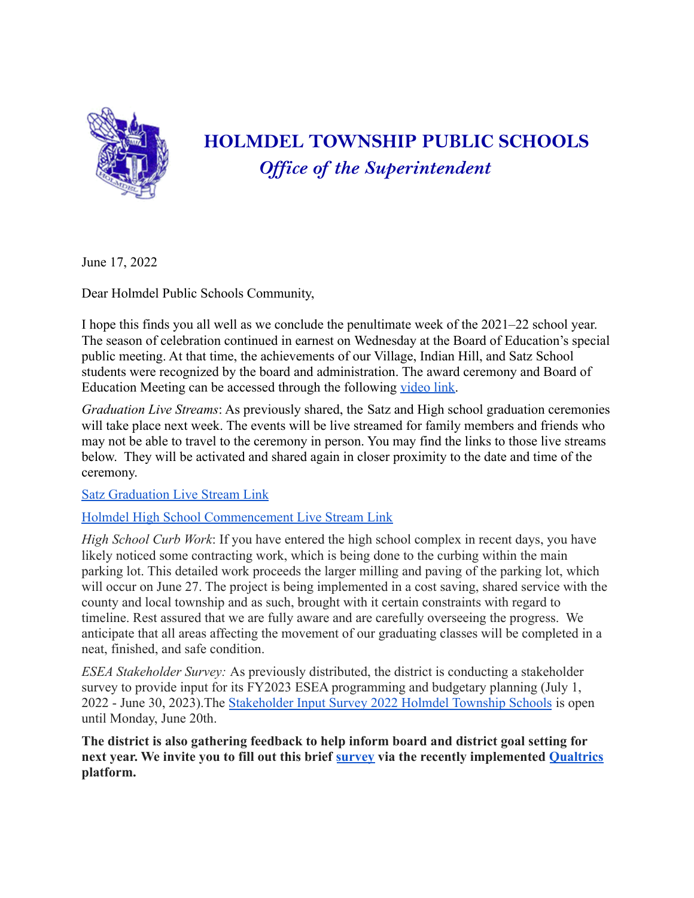# HOLMDEL TOWNSHIP PUBLIC SCHOOLS

## *Office of the Superintendent*

June 17, 2022

Dear Holmdel Public Schools Community,

I hope this finds you all well as we conclude the penultimate week of the 2021–22 school year. The season of celebration continued in earnest on Wednesday at the Board of Education's special public meeting. At that time, the achievements of our Village, Indian Hill, and Satz School students were recognized by the board and administration. The award ceremony and Board of Education Meeting can be accessed through the following video link.

*Graduation Live Streams*: As previously shared, the Satz and High school graduation ceremonies will take place next week. The events will be live streamed for family members and friends who may not be able to travel to the ceremony in person. You may find the links to those live streams below. They will be activated and shared again in closer proximity to the date and time of the ceremony.

Satz Graduation Live Stream Link

Holmdel High School Commencement Live Stream Link

*High School Curb Work*: If you have entered the high school complex in recent days, you have likely noticed some contracting work, which is being done to the curbing within the main parking lot. This detailed work proceeds the larger milling and paving of the parking lot, which will occur on June 27. The project is being implemented in a cost saving, shared service with the county and local township and as such, brought with it certain constraints with regard to timeline. Rest assured that we are fully aware and are carefully overseeing the progress. We anticipate that all areas affecting the movement of our graduating classes will be completed in a neat, finished, and safe condition.

*ESEA Stakeholder Survey:* As previously distributed, the district is conducting a stakeholder survey to provide input for its FY2023 ESEA programming and budgetary planning (July 1, 2022 - June 30, 2023).The Stakeholder Input Survey 2022 Holmdel Township Schools is open until Monday, June 20th.

**The district is also gathering feedback to help inform board and district goal setting for next year. We invite you to fill out this brief survey via the recently implemented Qualtrics platform.**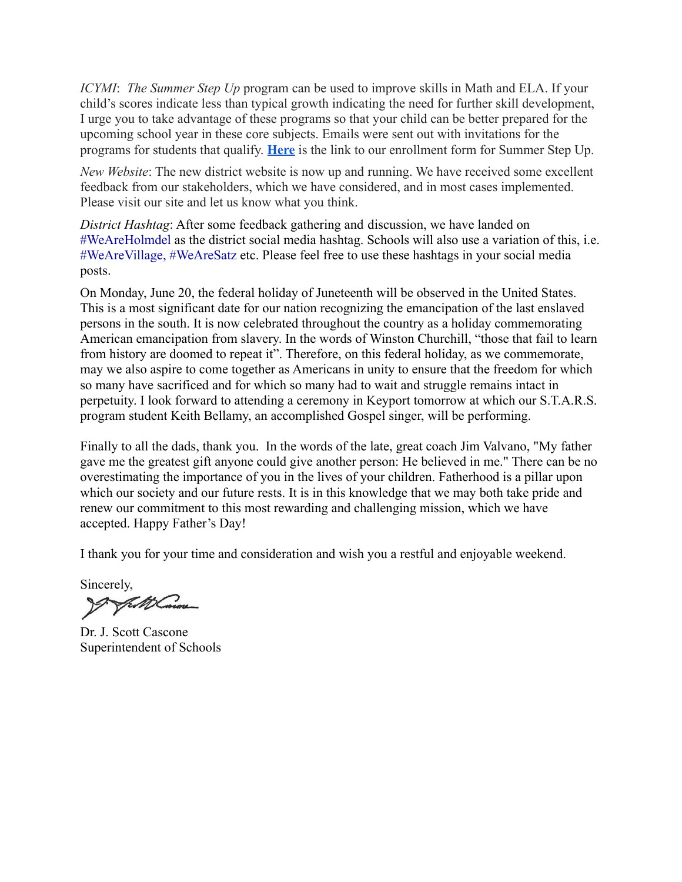*ICYMI*: *The Summer Step Up* program can be used to improve skills in Math and ELA. If your child's scores indicate less than typical growth indicating the need for further skill development, I urge you to take advantage of these programs so that your child can be better prepared for the upcoming school year in these core subjects. Emails were sent out with invitations for the programs for students that qualify. **Here** is the link to our enrollment form for Summer Step Up.

*New Website*: The new district website is now up and running. We have received some excellent feedback from our stakeholders, which we have considered, and in most cases implemented. Please visit our site and let us know what you think.

*District Hashtag*: After some feedback gathering and discussion, we have landed on #WeAreHolmdel as the district social media hashtag. Schools will also use a variation of this, i.e. #WeAreVillage, #WeAreSatz etc. Please feel free to use these hashtags in your social media posts.

On Monday, June 20, the federal holiday of Juneteenth will be observed in the United States. This is a most significant date for our nation recognizing the emancipation of the last enslaved persons in the south. It is now celebrated throughout the country as a holiday commemorating American emancipation from slavery. In the words of Winston Churchill, "those that fail to learn from history are doomed to repeat it". Therefore, on this federal holiday, as we commemorate, may we also aspire to come together as Americans in unity to ensure that the freedom for which so many have sacrificed and for which so many had to wait and struggle remains intact in perpetuity. I look forward to attending a ceremony in Keyport tomorrow at which our S.T.A.R.S. program student Keith Bellamy, an accomplished Gospel singer, will be performing.

Finally to all the dads, thank you. In the words of the late, great coach Jim Valvano, "My father gave me the greatest gift anyone could give another person: He believed in me." There can be no overestimating the importance of you in the lives of your children. Fatherhood is a pillar upon which our society and our future rests. It is in this knowledge that we may both take pride and renew our commitment to this most rewarding and challenging mission, which we have accepted. Happy Father's Day!

I thank you for your time and consideration and wish you a restful and enjoyable weekend.

Sincerely,

Dr. J. Scott Cascone
Superintendent of Schools